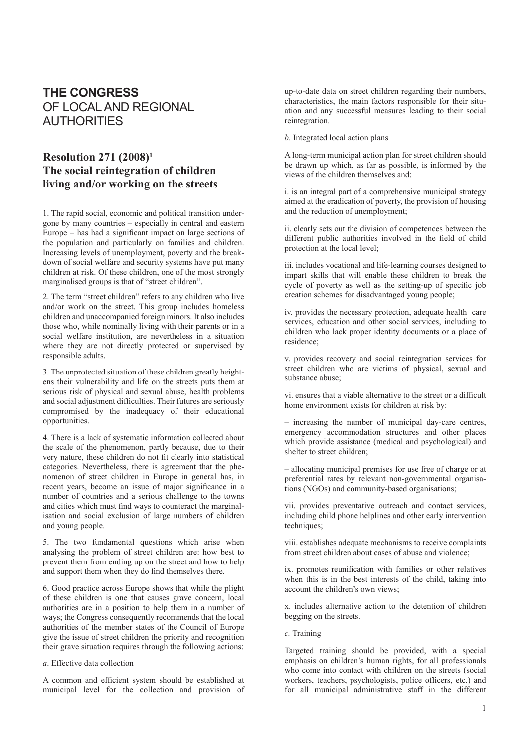# THE CONGRESS OF LOCAL AND REGIONAL AUTHORITIES

## Resolution 271 (2008)[1] The social reintegration of children living and/or working on the streets

1. The rapid social, economic and political transition undergone by many countries – especially in central and eastern Europe – has had a significant impact on large sections of the population and particularly on families and children. Increasing levels of unemployment, poverty and the breakdown of social welfare and security systems have put many children at risk. Of these children, one of the most strongly marginalised groups is that of "street children".

2. The term "street children" refers to any children who live and/or work on the street. This group includes homeless children and unaccompanied foreign minors. It also includes those who, while nominally living with their parents or in a social welfare institution, are nevertheless in a situation where they are not directly protected or supervised by responsible adults.

3. The unprotected situation of these children greatly heightens their vulnerability and life on the streets puts them at serious risk of physical and sexual abuse, health problems and social adjustment difficulties. Their futures are seriously compromised by the inadequacy of their educational opportunities.

4. There is a lack of systematic information collected about the scale of the phenomenon, partly because, due to their very nature, these children do not fit clearly into statistical categories. Nevertheless, there is agreement that the phenomenon of street children in Europe in general has, in recent years, become an issue of major significance in a number of countries and a serious challenge to the towns and cities which must find ways to counteract the marginalisation and social exclusion of large numbers of children and young people.

5. The two fundamental questions which arise when analysing the problem of street children are: how best to prevent them from ending up on the street and how to help and support them when they do find themselves there.

6. Good practice across Europe shows that while the plight of these children is one that causes grave concern, local authorities are in a position to help them in a number of ways; the Congress consequently recommends that the local authorities of the member states of the Council of Europe give the issue of street children the priority and recognition their grave situation requires through the following actions:

*a*. Effective data collection

A common and efficient system should be established at municipal level for the collection and provision of up-to-date data on street children regarding their numbers, characteristics, the main factors responsible for their situation and any successful measures leading to their social reintegration.

*b*. Integrated local action plans

A long-term municipal action plan for street children should be drawn up which, as far as possible, is informed by the views of the children themselves and:

i. is an integral part of a comprehensive municipal strategy aimed at the eradication of poverty, the provision of housing and the reduction of unemployment;

ii. clearly sets out the division of competences between the different public authorities involved in the field of child protection at the local level;

iii. includes vocational and life-learning courses designed to impart skills that will enable these children to break the cycle of poverty as well as the setting-up of specific job creation schemes for disadvantaged young people;

iv. provides the necessary protection, adequate health care services, education and other social services, including to children who lack proper identity documents or a place of residence;

v. provides recovery and social reintegration services for street children who are victims of physical, sexual and substance abuse;

vi. ensures that a viable alternative to the street or a difficult home environment exists for children at risk by:

– increasing the number of municipal day-care centres, emergency accommodation structures and other places which provide assistance (medical and psychological) and shelter to street children;

– allocating municipal premises for use free of charge or at preferential rates by relevant non-governmental organisations (NGOs) and community-based organisations;

vii. provides preventative outreach and contact services, including child phone helplines and other early intervention techniques;

viii. establishes adequate mechanisms to receive complaints from street children about cases of abuse and violence;

ix. promotes reunification with families or other relatives when this is in the best interests of the child, taking into account the children's own views;

x. includes alternative action to the detention of children begging on the streets.

*c.* Training

Targeted training should be provided, with a special emphasis on children's human rights, for all professionals who come into contact with children on the streets (social workers, teachers, psychologists, police officers, etc.) and for all municipal administrative staff in the different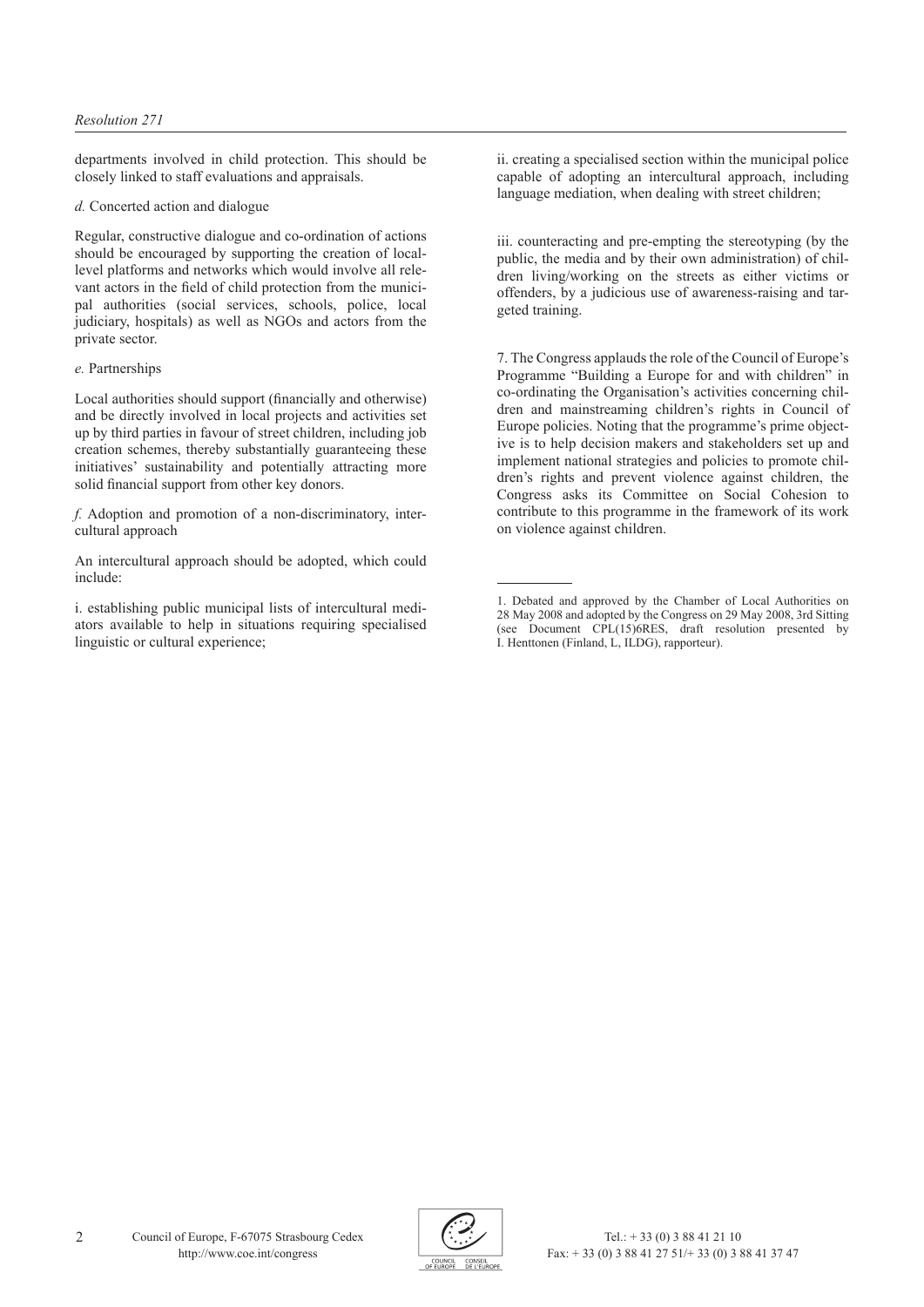departments involved in child protection. This should be closely linked to staff evaluations and appraisals.

*d.* Concerted action and dialogue

Regular, constructive dialogue and co-ordination of actions should be encouraged by supporting the creation of local-level platforms and networks which would involve all relevant actors in the field of child protection from the municipal authorities (social services, schools, police, local judiciary, hospitals) as well as NGOs and actors from the private sector.

*e.* Partnerships

Local authorities should support (financially and otherwise) and be directly involved in local projects and activities set up by third parties in favour of street children, including job creation schemes, thereby substantially guaranteeing these initiatives' sustainability and potentially attracting more solid financial support from other key donors.

*f.* Adoption and promotion of a non-discriminatory, intercultural approach

An intercultural approach should be adopted, which could include:

i. establishing public municipal lists of intercultural mediators available to help in situations requiring specialised linguistic or cultural experience;

ii. creating a specialised section within the municipal police capable of adopting an intercultural approach, including language mediation, when dealing with street children;

iii. counteracting and pre-empting the stereotyping (by the public, the media and by their own administration) of children living/working on the streets as either victims or offenders, by a judicious use of awareness-raising and targeted training.

7. The Congress applauds the role of the Council of Europe's Programme "Building a Europe for and with children" in co-ordinating the Organisation's activities concerning children and mainstreaming children's rights in Council of Europe policies. Noting that the programme's prime objective is to help decision makers and stakeholders set up and implement national strategies and policies to promote children's rights and prevent violence against children, the Congress asks its Committee on Social Cohesion to contribute to this programme in the framework of its work on violence against children.

---

1. Debated and approved by the Chamber of Local Authorities on 28 May 2008 and adopted by the Congress on 29 May 2008, 3rd Sitting (see Document CPL(15)6RES, draft resolution presented by I. Henttonen (Finland, L, ILDG), rapporteur).